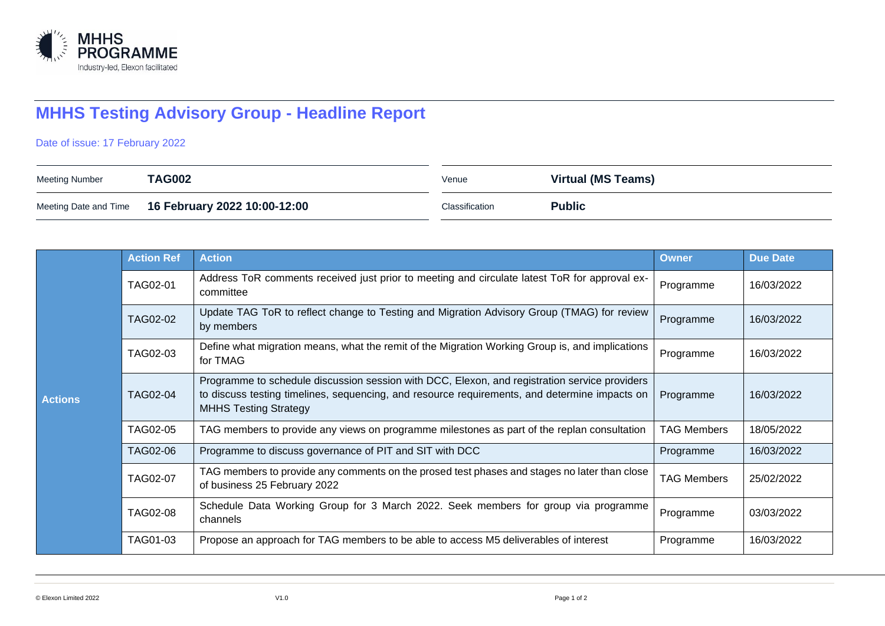MHHS PROGRAMME
Industry-led, Elexon facilitated

# MHHS Testing Advisory Group - Headline Report

Date of issue: 17 February 2022

| | | | |
|---|---|---|---|
| Meeting Number | **TAG002** | Venue | **Virtual (MS Teams)** |
| Meeting Date and Time | **16 February 2022 10:00-12:00** | Classification | **Public** |

| | Action Ref | Action | Owner | Due Date |
|---|---|---|---|---|
| **Actions** | TAG02-01 | Address ToR comments received just prior to meeting and circulate latest ToR for approval ex-committee | Programme | 16/03/2022 |
| | TAG02-02 | Update TAG ToR to reflect change to Testing and Migration Advisory Group (TMAG) for review by members | Programme | 16/03/2022 |
| | TAG02-03 | Define what migration means, what the remit of the Migration Working Group is, and implications for TMAG | Programme | 16/03/2022 |
| | TAG02-04 | Programme to schedule discussion session with DCC, Elexon, and registration service providers to discuss testing timelines, sequencing, and resource requirements, and determine impacts on MHHS Testing Strategy | Programme | 16/03/2022 |
| | TAG02-05 | TAG members to provide any views on programme milestones as part of the replan consultation | TAG Members | 18/05/2022 |
| | TAG02-06 | Programme to discuss governance of PIT and SIT with DCC | Programme | 16/03/2022 |
| | TAG02-07 | TAG members to provide any comments on the prosed test phases and stages no later than close of business 25 February 2022 | TAG Members | 25/02/2022 |
| | TAG02-08 | Schedule Data Working Group for 3 March 2022. Seek members for group via programme channels | Programme | 03/03/2022 |
| | TAG01-03 | Propose an approach for TAG members to be able to access M5 deliverables of interest | Programme | 16/03/2022 |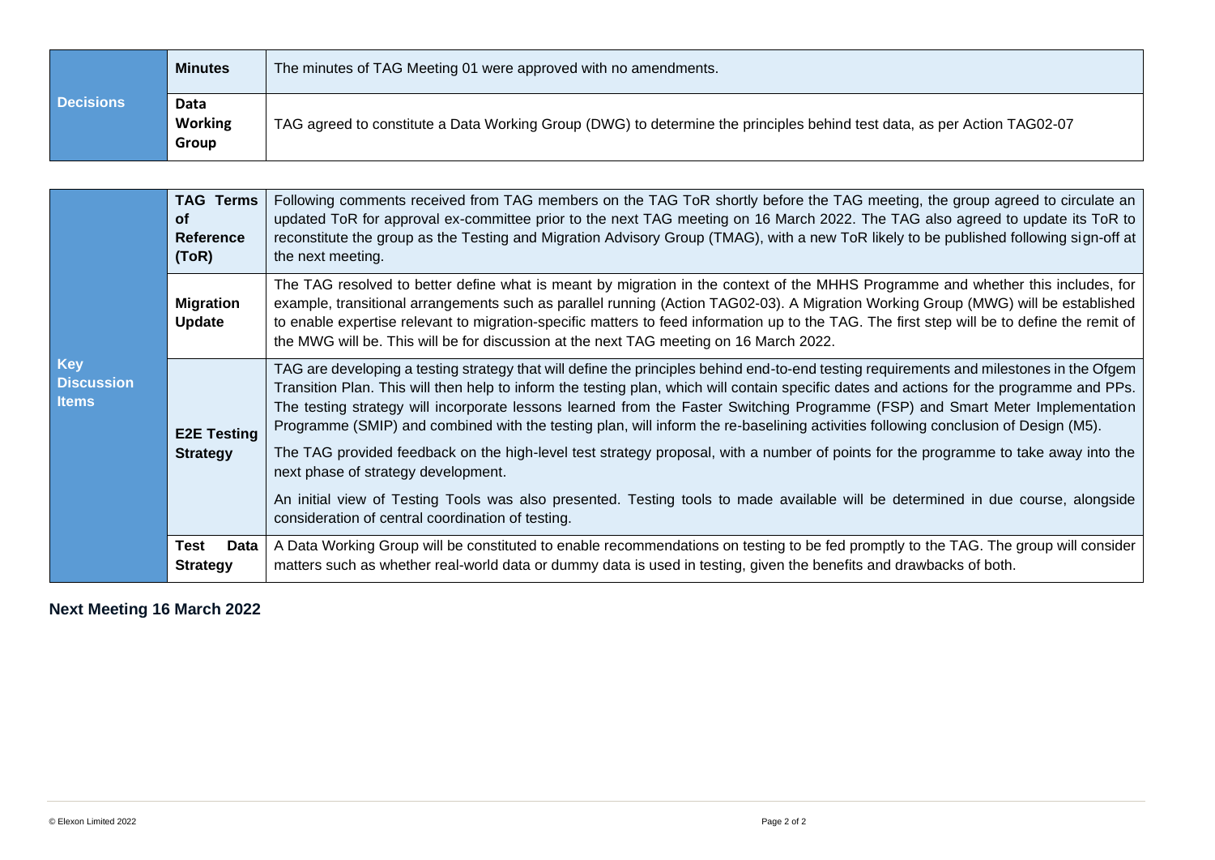| | | |
|---|---|---|
| **Decisions** | **Minutes** | The minutes of TAG Meeting 01 were approved with no amendments. |
| | **Data Working Group** | TAG agreed to constitute a Data Working Group (DWG) to determine the principles behind test data, as per Action TAG02-07 |

| | | |
|---|---|---|
| **Key Discussion Items** | **TAG Terms of Reference (ToR)** | Following comments received from TAG members on the TAG ToR shortly before the TAG meeting, the group agreed to circulate an updated ToR for approval ex-committee prior to the next TAG meeting on 16 March 2022. The TAG also agreed to update its ToR to reconstitute the group as the Testing and Migration Advisory Group (TMAG), with a new ToR likely to be published following sign-off at the next meeting. |
| | **Migration Update** | The TAG resolved to better define what is meant by migration in the context of the MHHS Programme and whether this includes, for example, transitional arrangements such as parallel running (Action TAG02-03). A Migration Working Group (MWG) will be established to enable expertise relevant to migration-specific matters to feed information up to the TAG. The first step will be to define the remit of the MWG will be. This will be for discussion at the next TAG meeting on 16 March 2022. |
| | **E2E Testing Strategy** | TAG are developing a testing strategy that will define the principles behind end-to-end testing requirements and milestones in the Ofgem Transition Plan. This will then help to inform the testing plan, which will contain specific dates and actions for the programme and PPs. The testing strategy will incorporate lessons learned from the Faster Switching Programme (FSP) and Smart Meter Implementation Programme (SMIP) and combined with the testing plan, will inform the re-baselining activities following conclusion of Design (M5).<br><br>The TAG provided feedback on the high-level test strategy proposal, with a number of points for the programme to take away into the next phase of strategy development.<br><br>An initial view of Testing Tools was also presented. Testing tools to made available will be determined in due course, alongside consideration of central coordination of testing. |
| | **Test Data Strategy** | A Data Working Group will be constituted to enable recommendations on testing to be fed promptly to the TAG. The group will consider matters such as whether real-world data or dummy data is used in testing, given the benefits and drawbacks of both. |

**Next Meeting 16 March 2022**